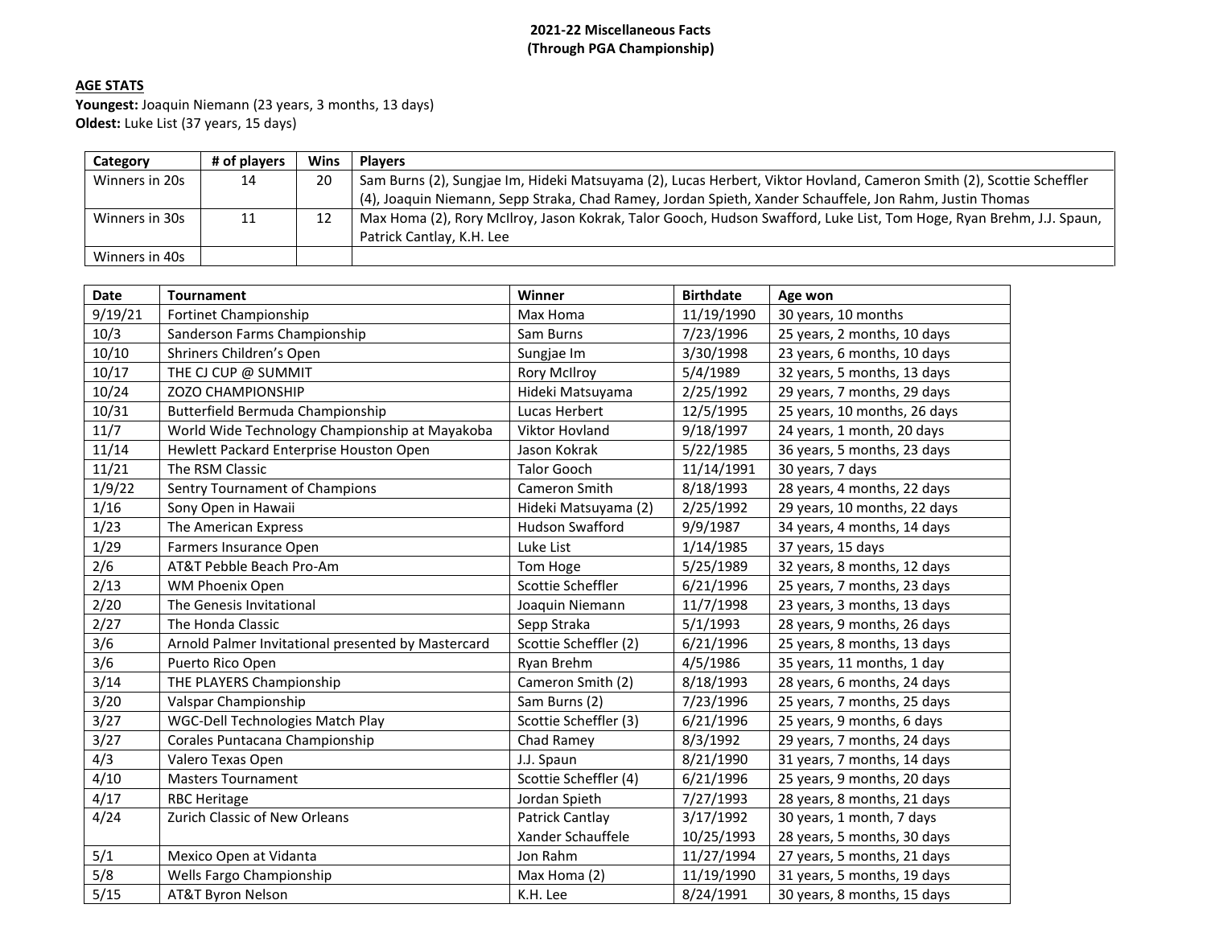**2021-22 Miscellaneous Facts**
**(Through PGA Championship)**

**AGE STATS**

**Youngest:** Joaquin Niemann (23 years, 3 months, 13 days)
**Oldest:** Luke List (37 years, 15 days)

| Category | # of players | Wins | Players |
|---|---|---|---|
| Winners in 20s | 14 | 20 | Sam Burns (2), Sungjae Im, Hideki Matsuyama (2), Lucas Herbert, Viktor Hovland, Cameron Smith (2), Scottie Scheffler (4), Joaquin Niemann, Sepp Straka, Chad Ramey, Jordan Spieth, Xander Schauffele, Jon Rahm, Justin Thomas |
| Winners in 30s | 11 | 12 | Max Homa (2), Rory McIlroy, Jason Kokrak, Talor Gooch, Hudson Swafford, Luke List, Tom Hoge, Ryan Brehm, J.J. Spaun, Patrick Cantlay, K.H. Lee |
| Winners in 40s | | | |

| Date | Tournament | Winner | Birthdate | Age won |
|---|---|---|---|---|
| 9/19/21 | Fortinet Championship | Max Homa | 11/19/1990 | 30 years, 10 months |
| 10/3 | Sanderson Farms Championship | Sam Burns | 7/23/1996 | 25 years, 2 months, 10 days |
| 10/10 | Shriners Children's Open | Sungjae Im | 3/30/1998 | 23 years, 6 months, 10 days |
| 10/17 | THE CJ CUP @ SUMMIT | Rory McIlroy | 5/4/1989 | 32 years, 5 months, 13 days |
| 10/24 | ZOZO CHAMPIONSHIP | Hideki Matsuyama | 2/25/1992 | 29 years, 7 months, 29 days |
| 10/31 | Butterfield Bermuda Championship | Lucas Herbert | 12/5/1995 | 25 years, 10 months, 26 days |
| 11/7 | World Wide Technology Championship at Mayakoba | Viktor Hovland | 9/18/1997 | 24 years, 1 month, 20 days |
| 11/14 | Hewlett Packard Enterprise Houston Open | Jason Kokrak | 5/22/1985 | 36 years, 5 months, 23 days |
| 11/21 | The RSM Classic | Talor Gooch | 11/14/1991 | 30 years, 7 days |
| 1/9/22 | Sentry Tournament of Champions | Cameron Smith | 8/18/1993 | 28 years, 4 months, 22 days |
| 1/16 | Sony Open in Hawaii | Hideki Matsuyama (2) | 2/25/1992 | 29 years, 10 months, 22 days |
| 1/23 | The American Express | Hudson Swafford | 9/9/1987 | 34 years, 4 months, 14 days |
| 1/29 | Farmers Insurance Open | Luke List | 1/14/1985 | 37 years, 15 days |
| 2/6 | AT&T Pebble Beach Pro-Am | Tom Hoge | 5/25/1989 | 32 years, 8 months, 12 days |
| 2/13 | WM Phoenix Open | Scottie Scheffler | 6/21/1996 | 25 years, 7 months, 23 days |
| 2/20 | The Genesis Invitational | Joaquin Niemann | 11/7/1998 | 23 years, 3 months, 13 days |
| 2/27 | The Honda Classic | Sepp Straka | 5/1/1993 | 28 years, 9 months, 26 days |
| 3/6 | Arnold Palmer Invitational presented by Mastercard | Scottie Scheffler (2) | 6/21/1996 | 25 years, 8 months, 13 days |
| 3/6 | Puerto Rico Open | Ryan Brehm | 4/5/1986 | 35 years, 11 months, 1 day |
| 3/14 | THE PLAYERS Championship | Cameron Smith (2) | 8/18/1993 | 28 years, 6 months, 24 days |
| 3/20 | Valspar Championship | Sam Burns (2) | 7/23/1996 | 25 years, 7 months, 25 days |
| 3/27 | WGC-Dell Technologies Match Play | Scottie Scheffler (3) | 6/21/1996 | 25 years, 9 months, 6 days |
| 3/27 | Corales Puntacana Championship | Chad Ramey | 8/3/1992 | 29 years, 7 months, 24 days |
| 4/3 | Valero Texas Open | J.J. Spaun | 8/21/1990 | 31 years, 7 months, 14 days |
| 4/10 | Masters Tournament | Scottie Scheffler (4) | 6/21/1996 | 25 years, 9 months, 20 days |
| 4/17 | RBC Heritage | Jordan Spieth | 7/27/1993 | 28 years, 8 months, 21 days |
| 4/24 | Zurich Classic of New Orleans | Patrick Cantlay | 3/17/1992 | 30 years, 1 month, 7 days |
| | | Xander Schauffele | 10/25/1993 | 28 years, 5 months, 30 days |
| 5/1 | Mexico Open at Vidanta | Jon Rahm | 11/27/1994 | 27 years, 5 months, 21 days |
| 5/8 | Wells Fargo Championship | Max Homa (2) | 11/19/1990 | 31 years, 5 months, 19 days |
| 5/15 | AT&T Byron Nelson | K.H. Lee | 8/24/1991 | 30 years, 8 months, 15 days |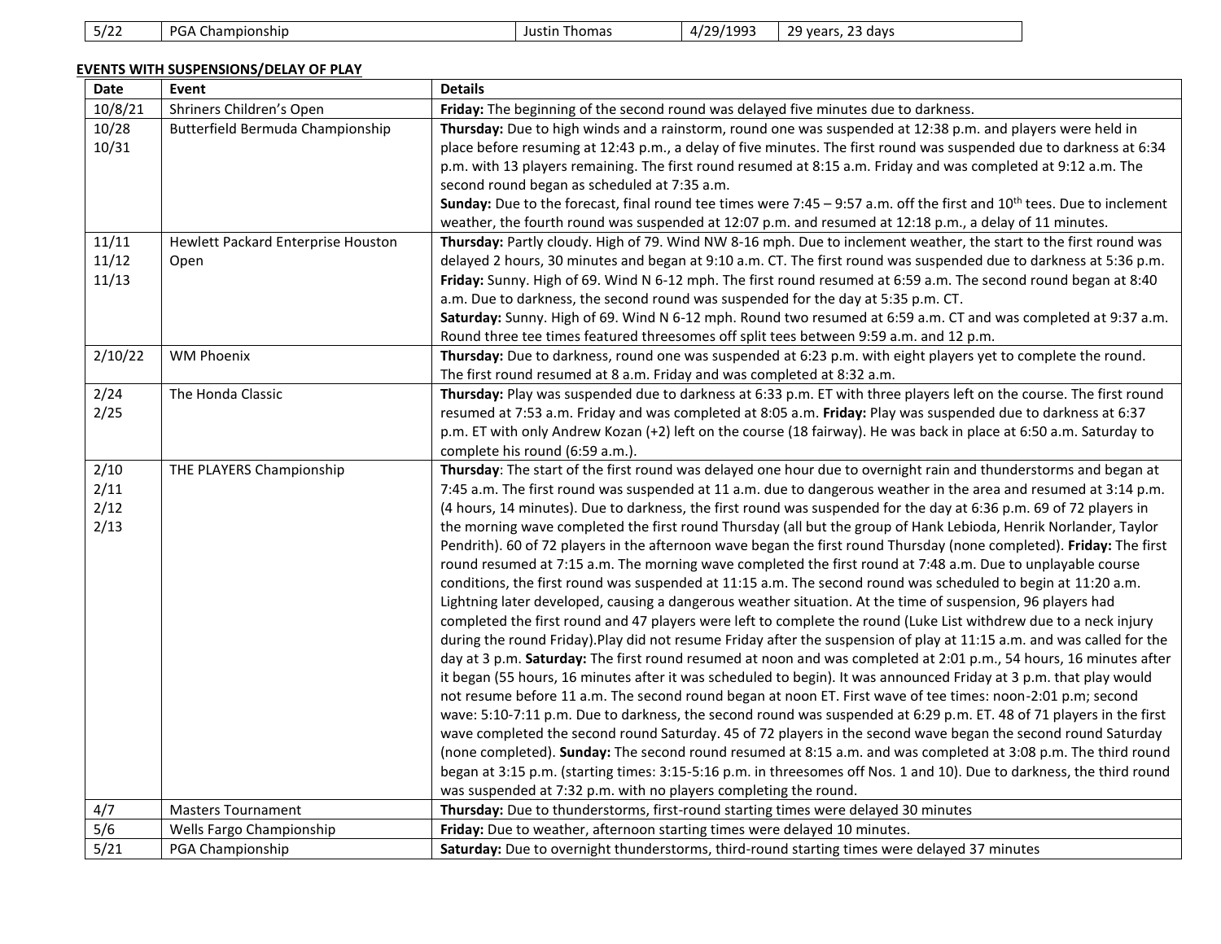| 5/22 | PGA Championship | Justin Thomas | 4/29/1993 | 29 years, 23 days |
|---|---|---|---|---|

**EVENTS WITH SUSPENSIONS/DELAY OF PLAY**

| Date | Event | Details |
|---|---|---|
| 10/8/21 | Shriners Children's Open | **Friday:** The beginning of the second round was delayed five minutes due to darkness. |
| 10/28<br>10/31 | Butterfield Bermuda Championship | **Thursday:** Due to high winds and a rainstorm, round one was suspended at 12:38 p.m. and players were held in place before resuming at 12:43 p.m., a delay of five minutes. The first round was suspended due to darkness at 6:34 p.m. with 13 players remaining. The first round resumed at 8:15 a.m. Friday and was completed at 9:12 a.m. The second round began as scheduled at 7:35 a.m.<br>**Sunday:** Due to the forecast, final round tee times were 7:45 – 9:57 a.m. off the first and 10th tees. Due to inclement weather, the fourth round was suspended at 12:07 p.m. and resumed at 12:18 p.m., a delay of 11 minutes. |
| 11/11<br>11/12<br>11/13 | Hewlett Packard Enterprise Houston Open | **Thursday:** Partly cloudy. High of 79. Wind NW 8-16 mph. Due to inclement weather, the start to the first round was delayed 2 hours, 30 minutes and began at 9:10 a.m. CT. The first round was suspended due to darkness at 5:36 p.m.<br>**Friday:** Sunny. High of 69. Wind N 6-12 mph. The first round resumed at 6:59 a.m. The second round began at 8:40 a.m. Due to darkness, the second round was suspended for the day at 5:35 p.m. CT.<br>**Saturday:** Sunny. High of 69. Wind N 6-12 mph. Round two resumed at 6:59 a.m. CT and was completed at 9:37 a.m. Round three tee times featured threesomes off split tees between 9:59 a.m. and 12 p.m. |
| 2/10/22 | WM Phoenix | **Thursday:** Due to darkness, round one was suspended at 6:23 p.m. with eight players yet to complete the round. The first round resumed at 8 a.m. Friday and was completed at 8:32 a.m. |
| 2/24<br>2/25 | The Honda Classic | **Thursday:** Play was suspended due to darkness at 6:33 p.m. ET with three players left on the course. The first round resumed at 7:53 a.m. Friday and was completed at 8:05 a.m. **Friday:** Play was suspended due to darkness at 6:37 p.m. ET with only Andrew Kozan (+2) left on the course (18 fairway). He was back in place at 6:50 a.m. Saturday to complete his round (6:59 a.m.). |
| 2/10<br>2/11<br>2/12<br>2/13 | THE PLAYERS Championship | **Thursday**: The start of the first round was delayed one hour due to overnight rain and thunderstorms and began at 7:45 a.m. The first round was suspended at 11 a.m. due to dangerous weather in the area and resumed at 3:14 p.m. (4 hours, 14 minutes). Due to darkness, the first round was suspended for the day at 6:36 p.m. 69 of 72 players in the morning wave completed the first round Thursday (all but the group of Hank Lebioda, Henrik Norlander, Taylor Pendrith). 60 of 72 players in the afternoon wave began the first round Thursday (none completed). **Friday:** The first round resumed at 7:15 a.m. The morning wave completed the first round at 7:48 a.m. Due to unplayable course conditions, the first round was suspended at 11:15 a.m. The second round was scheduled to begin at 11:20 a.m. Lightning later developed, causing a dangerous weather situation. At the time of suspension, 96 players had completed the first round and 47 players were left to complete the round (Luke List withdrew due to a neck injury during the round Friday).Play did not resume Friday after the suspension of play at 11:15 a.m. and was called for the day at 3 p.m. **Saturday:** The first round resumed at noon and was completed at 2:01 p.m., 54 hours, 16 minutes after it began (55 hours, 16 minutes after it was scheduled to begin). It was announced Friday at 3 p.m. that play would not resume before 11 a.m. The second round began at noon ET. First wave of tee times: noon-2:01 p.m; second wave: 5:10-7:11 p.m. Due to darkness, the second round was suspended at 6:29 p.m. ET. 48 of 71 players in the first wave completed the second round Saturday. 45 of 72 players in the second wave began the second round Saturday (none completed). **Sunday:** The second round resumed at 8:15 a.m. and was completed at 3:08 p.m. The third round began at 3:15 p.m. (starting times: 3:15-5:16 p.m. in threesomes off Nos. 1 and 10). Due to darkness, the third round was suspended at 7:32 p.m. with no players completing the round. |
| 4/7 | Masters Tournament | **Thursday:** Due to thunderstorms, first-round starting times were delayed 30 minutes |
| 5/6 | Wells Fargo Championship | **Friday:** Due to weather, afternoon starting times were delayed 10 minutes. |
| 5/21 | PGA Championship | **Saturday:** Due to overnight thunderstorms, third-round starting times were delayed 37 minutes |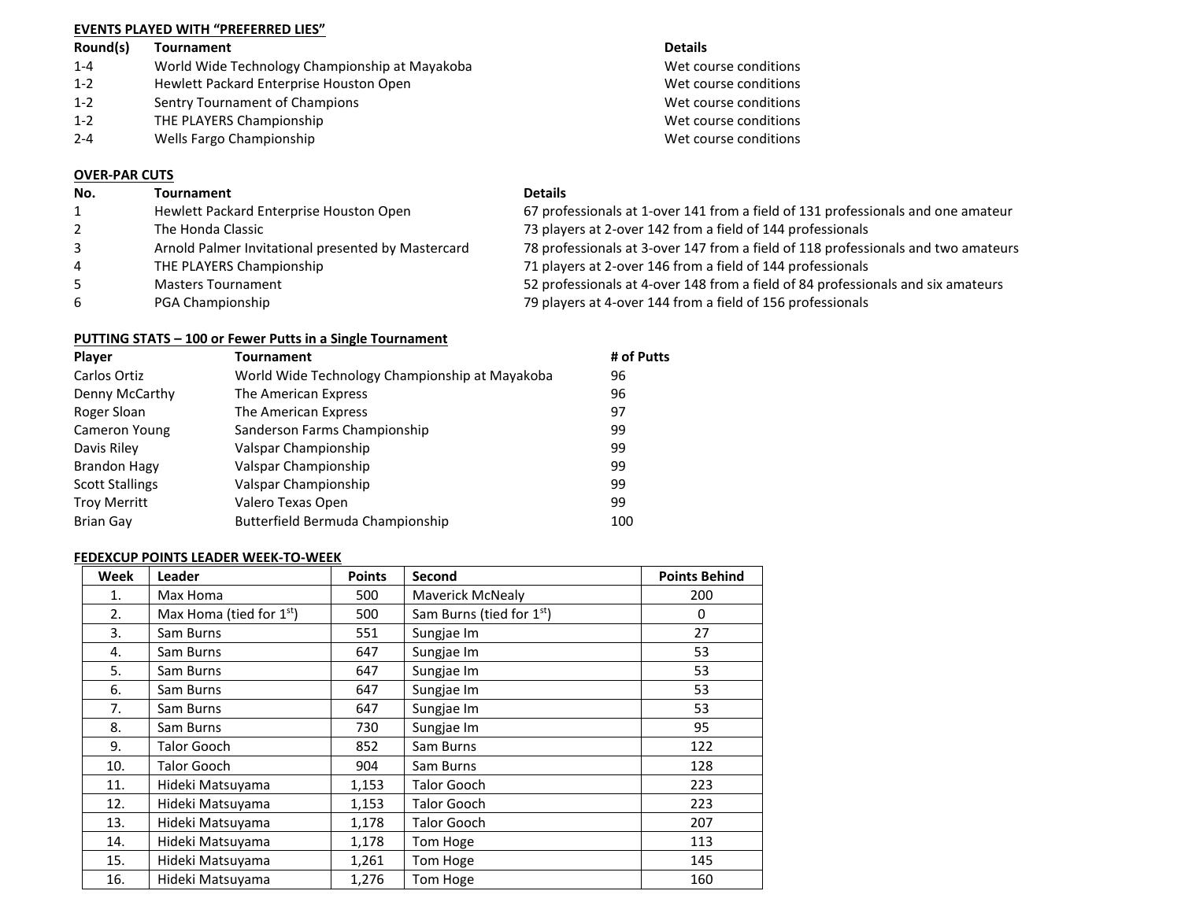## EVENTS PLAYED WITH "PREFERRED LIES"

| Round(s) | Tournament | Details |
|---|---|---|
| 1-4 | World Wide Technology Championship at Mayakoba | Wet course conditions |
| 1-2 | Hewlett Packard Enterprise Houston Open | Wet course conditions |
| 1-2 | Sentry Tournament of Champions | Wet course conditions |
| 1-2 | THE PLAYERS Championship | Wet course conditions |
| 2-4 | Wells Fargo Championship | Wet course conditions |

## OVER-PAR CUTS

| No. | Tournament | Details |
|---|---|---|
| 1 | Hewlett Packard Enterprise Houston Open | 67 professionals at 1-over 141 from a field of 131 professionals and one amateur |
| 2 | The Honda Classic | 73 players at 2-over 142 from a field of 144 professionals |
| 3 | Arnold Palmer Invitational presented by Mastercard | 78 professionals at 3-over 147 from a field of 118 professionals and two amateurs |
| 4 | THE PLAYERS Championship | 71 players at 2-over 146 from a field of 144 professionals |
| 5 | Masters Tournament | 52 professionals at 4-over 148 from a field of 84 professionals and six amateurs |
| 6 | PGA Championship | 79 players at 4-over 144 from a field of 156 professionals |

## PUTTING STATS – 100 or Fewer Putts in a Single Tournament

| Player | Tournament | # of Putts |
|---|---|---|
| Carlos Ortiz | World Wide Technology Championship at Mayakoba | 96 |
| Denny McCarthy | The American Express | 96 |
| Roger Sloan | The American Express | 97 |
| Cameron Young | Sanderson Farms Championship | 99 |
| Davis Riley | Valspar Championship | 99 |
| Brandon Hagy | Valspar Championship | 99 |
| Scott Stallings | Valspar Championship | 99 |
| Troy Merritt | Valero Texas Open | 99 |
| Brian Gay | Butterfield Bermuda Championship | 100 |

## FEDEXCUP POINTS LEADER WEEK-TO-WEEK

| Week | Leader | Points | Second | Points Behind |
|---|---|---|---|---|
| 1. | Max Homa | 500 | Maverick McNealy | 200 |
| 2. | Max Homa (tied for 1st) | 500 | Sam Burns (tied for 1st) | 0 |
| 3. | Sam Burns | 551 | Sungjae Im | 27 |
| 4. | Sam Burns | 647 | Sungjae Im | 53 |
| 5. | Sam Burns | 647 | Sungjae Im | 53 |
| 6. | Sam Burns | 647 | Sungjae Im | 53 |
| 7. | Sam Burns | 647 | Sungjae Im | 53 |
| 8. | Sam Burns | 730 | Sungjae Im | 95 |
| 9. | Talor Gooch | 852 | Sam Burns | 122 |
| 10. | Talor Gooch | 904 | Sam Burns | 128 |
| 11. | Hideki Matsuyama | 1,153 | Talor Gooch | 223 |
| 12. | Hideki Matsuyama | 1,153 | Talor Gooch | 223 |
| 13. | Hideki Matsuyama | 1,178 | Talor Gooch | 207 |
| 14. | Hideki Matsuyama | 1,178 | Tom Hoge | 113 |
| 15. | Hideki Matsuyama | 1,261 | Tom Hoge | 145 |
| 16. | Hideki Matsuyama | 1,276 | Tom Hoge | 160 |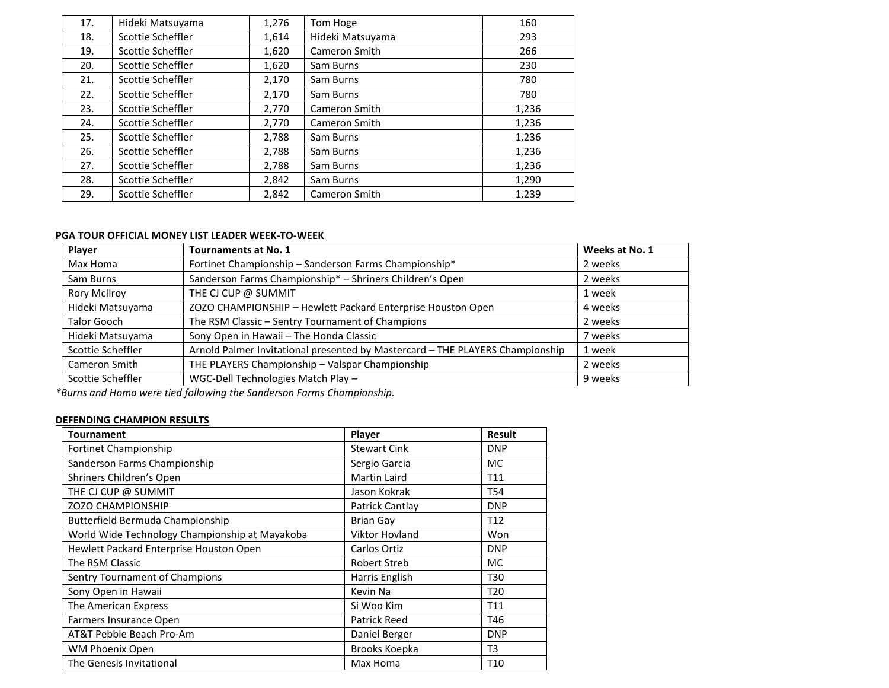| 17. | Hideki Matsuyama | 1,276 | Tom Hoge | 160 |
|---|---|---|---|---|
| 18. | Scottie Scheffler | 1,614 | Hideki Matsuyama | 293 |
| 19. | Scottie Scheffler | 1,620 | Cameron Smith | 266 |
| 20. | Scottie Scheffler | 1,620 | Sam Burns | 230 |
| 21. | Scottie Scheffler | 2,170 | Sam Burns | 780 |
| 22. | Scottie Scheffler | 2,170 | Sam Burns | 780 |
| 23. | Scottie Scheffler | 2,770 | Cameron Smith | 1,236 |
| 24. | Scottie Scheffler | 2,770 | Cameron Smith | 1,236 |
| 25. | Scottie Scheffler | 2,788 | Sam Burns | 1,236 |
| 26. | Scottie Scheffler | 2,788 | Sam Burns | 1,236 |
| 27. | Scottie Scheffler | 2,788 | Sam Burns | 1,236 |
| 28. | Scottie Scheffler | 2,842 | Sam Burns | 1,290 |
| 29. | Scottie Scheffler | 2,842 | Cameron Smith | 1,239 |

**PGA TOUR OFFICIAL MONEY LIST LEADER WEEK-TO-WEEK**

| Player | Tournaments at No. 1 | Weeks at No. 1 |
|---|---|---|
| Max Homa | Fortinet Championship – Sanderson Farms Championship* | 2 weeks |
| Sam Burns | Sanderson Farms Championship* – Shriners Children's Open | 2 weeks |
| Rory McIlroy | THE CJ CUP @ SUMMIT | 1 week |
| Hideki Matsuyama | ZOZO CHAMPIONSHIP – Hewlett Packard Enterprise Houston Open | 4 weeks |
| Talor Gooch | The RSM Classic – Sentry Tournament of Champions | 2 weeks |
| Hideki Matsuyama | Sony Open in Hawaii – The Honda Classic | 7 weeks |
| Scottie Scheffler | Arnold Palmer Invitational presented by Mastercard – THE PLAYERS Championship | 1 week |
| Cameron Smith | THE PLAYERS Championship – Valspar Championship | 2 weeks |
| Scottie Scheffler | WGC-Dell Technologies Match Play – | 9 weeks |

*Burns and Homa were tied following the Sanderson Farms Championship.*

**DEFENDING CHAMPION RESULTS**

| Tournament | Player | Result |
|---|---|---|
| Fortinet Championship | Stewart Cink | DNP |
| Sanderson Farms Championship | Sergio Garcia | MC |
| Shriners Children's Open | Martin Laird | T11 |
| THE CJ CUP @ SUMMIT | Jason Kokrak | T54 |
| ZOZO CHAMPIONSHIP | Patrick Cantlay | DNP |
| Butterfield Bermuda Championship | Brian Gay | T12 |
| World Wide Technology Championship at Mayakoba | Viktor Hovland | Won |
| Hewlett Packard Enterprise Houston Open | Carlos Ortiz | DNP |
| The RSM Classic | Robert Streb | MC |
| Sentry Tournament of Champions | Harris English | T30 |
| Sony Open in Hawaii | Kevin Na | T20 |
| The American Express | Si Woo Kim | T11 |
| Farmers Insurance Open | Patrick Reed | T46 |
| AT&T Pebble Beach Pro-Am | Daniel Berger | DNP |
| WM Phoenix Open | Brooks Koepka | T3 |
| The Genesis Invitational | Max Homa | T10 |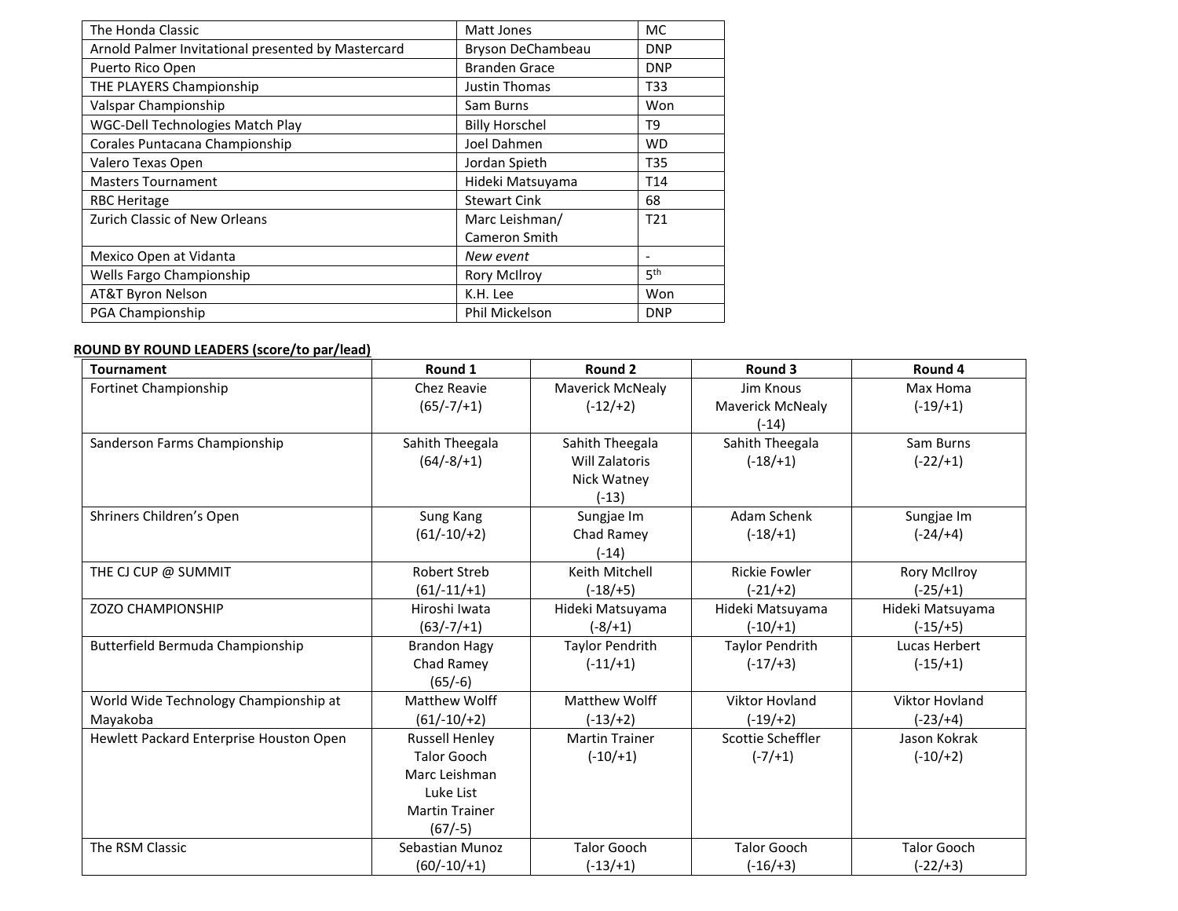| The Honda Classic | Matt Jones | MC |
|---|---|---|
| Arnold Palmer Invitational presented by Mastercard | Bryson DeChambeau | DNP |
| Puerto Rico Open | Branden Grace | DNP |
| THE PLAYERS Championship | Justin Thomas | T33 |
| Valspar Championship | Sam Burns | Won |
| WGC-Dell Technologies Match Play | Billy Horschel | T9 |
| Corales Puntacana Championship | Joel Dahmen | WD |
| Valero Texas Open | Jordan Spieth | T35 |
| Masters Tournament | Hideki Matsuyama | T14 |
| RBC Heritage | Stewart Cink | 68 |
| Zurich Classic of New Orleans | Marc Leishman/ Cameron Smith | T21 |
| Mexico Open at Vidanta | *New event* | - |
| Wells Fargo Championship | Rory McIlroy | 5th |
| AT&T Byron Nelson | K.H. Lee | Won |
| PGA Championship | Phil Mickelson | DNP |

**ROUND BY ROUND LEADERS (score/to par/lead)**

| Tournament | Round 1 | Round 2 | Round 3 | Round 4 |
|---|---|---|---|---|
| Fortinet Championship | Chez Reavie (65/-7/+1) | Maverick McNealy (-12/+2) | Jim Knous Maverick McNealy (-14) | Max Homa (-19/+1) |
| Sanderson Farms Championship | Sahith Theegala (64/-8/+1) | Sahith Theegala Will Zalatoris Nick Watney (-13) | Sahith Theegala (-18/+1) | Sam Burns (-22/+1) |
| Shriners Children's Open | Sung Kang (61/-10/+2) | Sungjae Im Chad Ramey (-14) | Adam Schenk (-18/+1) | Sungjae Im (-24/+4) |
| THE CJ CUP @ SUMMIT | Robert Streb (61/-11/+1) | Keith Mitchell (-18/+5) | Rickie Fowler (-21/+2) | Rory McIlroy (-25/+1) |
| ZOZO CHAMPIONSHIP | Hiroshi Iwata (63/-7/+1) | Hideki Matsuyama (-8/+1) | Hideki Matsuyama (-10/+1) | Hideki Matsuyama (-15/+5) |
| Butterfield Bermuda Championship | Brandon Hagy Chad Ramey (65/-6) | Taylor Pendrith (-11/+1) | Taylor Pendrith (-17/+3) | Lucas Herbert (-15/+1) |
| World Wide Technology Championship at Mayakoba | Matthew Wolff (61/-10/+2) | Matthew Wolff (-13/+2) | Viktor Hovland (-19/+2) | Viktor Hovland (-23/+4) |
| Hewlett Packard Enterprise Houston Open | Russell Henley Talor Gooch Marc Leishman Luke List Martin Trainer (67/-5) | Martin Trainer (-10/+1) | Scottie Scheffler (-7/+1) | Jason Kokrak (-10/+2) |
| The RSM Classic | Sebastian Munoz (60/-10/+1) | Talor Gooch (-13/+1) | Talor Gooch (-16/+3) | Talor Gooch (-22/+3) |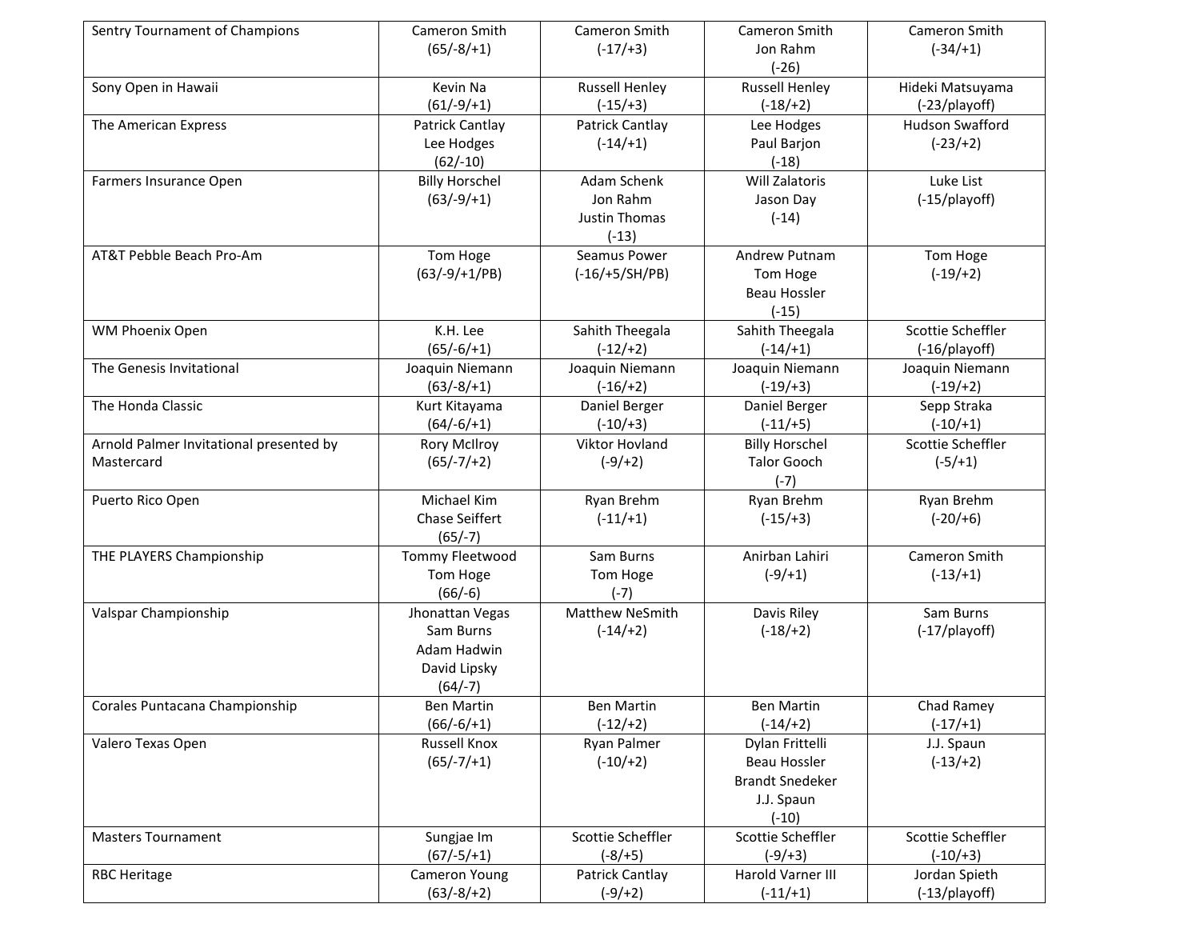| | | | | |
|---|---|---|---|---|
| Sentry Tournament of Champions | Cameron Smith (65/-8/+1) | Cameron Smith (-17/+3) | Cameron Smith Jon Rahm (-26) | Cameron Smith (-34/+1) |
| Sony Open in Hawaii | Kevin Na (61/-9/+1) | Russell Henley (-15/+3) | Russell Henley (-18/+2) | Hideki Matsuyama (-23/playoff) |
| The American Express | Patrick Cantlay Lee Hodges (62/-10) | Patrick Cantlay (-14/+1) | Lee Hodges Paul Barjon (-18) | Hudson Swafford (-23/+2) |
| Farmers Insurance Open | Billy Horschel (63/-9/+1) | Adam Schenk Jon Rahm Justin Thomas (-13) | Will Zalatoris Jason Day (-14) | Luke List (-15/playoff) |
| AT&T Pebble Beach Pro-Am | Tom Hoge (63/-9/+1/PB) | Seamus Power (-16/+5/SH/PB) | Andrew Putnam Tom Hoge Beau Hossler (-15) | Tom Hoge (-19/+2) |
| WM Phoenix Open | K.H. Lee (65/-6/+1) | Sahith Theegala (-12/+2) | Sahith Theegala (-14/+1) | Scottie Scheffler (-16/playoff) |
| The Genesis Invitational | Joaquin Niemann (63/-8/+1) | Joaquin Niemann (-16/+2) | Joaquin Niemann (-19/+3) | Joaquin Niemann (-19/+2) |
| The Honda Classic | Kurt Kitayama (64/-6/+1) | Daniel Berger (-10/+3) | Daniel Berger (-11/+5) | Sepp Straka (-10/+1) |
| Arnold Palmer Invitational presented by Mastercard | Rory McIlroy (65/-7/+2) | Viktor Hovland (-9/+2) | Billy Horschel Talor Gooch (-7) | Scottie Scheffler (-5/+1) |
| Puerto Rico Open | Michael Kim Chase Seiffert (65/-7) | Ryan Brehm (-11/+1) | Ryan Brehm (-15/+3) | Ryan Brehm (-20/+6) |
| THE PLAYERS Championship | Tommy Fleetwood Tom Hoge (66/-6) | Sam Burns Tom Hoge (-7) | Anirban Lahiri (-9/+1) | Cameron Smith (-13/+1) |
| Valspar Championship | Jhonattan Vegas Sam Burns Adam Hadwin David Lipsky (64/-7) | Matthew NeSmith (-14/+2) | Davis Riley (-18/+2) | Sam Burns (-17/playoff) |
| Corales Puntacana Championship | Ben Martin (66/-6/+1) | Ben Martin (-12/+2) | Ben Martin (-14/+2) | Chad Ramey (-17/+1) |
| Valero Texas Open | Russell Knox (65/-7/+1) | Ryan Palmer (-10/+2) | Dylan Frittelli Beau Hossler Brandt Snedeker J.J. Spaun (-10) | J.J. Spaun (-13/+2) |
| Masters Tournament | Sungjae Im (67/-5/+1) | Scottie Scheffler (-8/+5) | Scottie Scheffler (-9/+3) | Scottie Scheffler (-10/+3) |
| RBC Heritage | Cameron Young (63/-8/+2) | Patrick Cantlay (-9/+2) | Harold Varner III (-11/+1) | Jordan Spieth (-13/playoff) |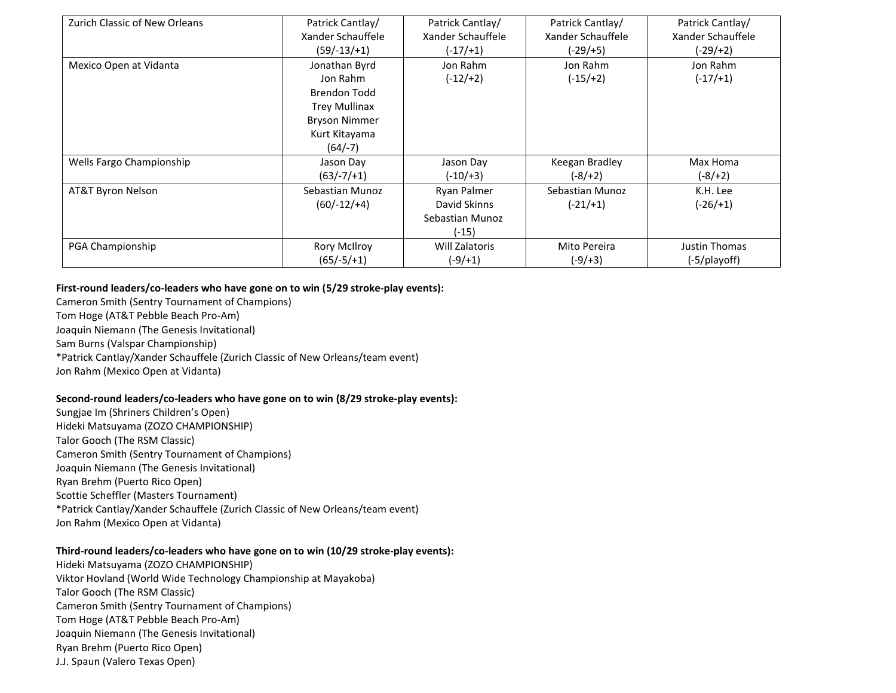| | | | | |
|---|---|---|---|---|
| Zurich Classic of New Orleans | Patrick Cantlay/ Xander Schauffele (59/-13/+1) | Patrick Cantlay/ Xander Schauffele (-17/+1) | Patrick Cantlay/ Xander Schauffele (-29/+5) | Patrick Cantlay/ Xander Schauffele (-29/+2) |
| Mexico Open at Vidanta | Jonathan Byrd Jon Rahm Brendon Todd Trey Mullinax Bryson Nimmer Kurt Kitayama (64/-7) | Jon Rahm (-12/+2) | Jon Rahm (-15/+2) | Jon Rahm (-17/+1) |
| Wells Fargo Championship | Jason Day (63/-7/+1) | Jason Day (-10/+3) | Keegan Bradley (-8/+2) | Max Homa (-8/+2) |
| AT&T Byron Nelson | Sebastian Munoz (60/-12/+4) | Ryan Palmer David Skinns Sebastian Munoz (-15) | Sebastian Munoz (-21/+1) | K.H. Lee (-26/+1) |
| PGA Championship | Rory McIlroy (65/-5/+1) | Will Zalatoris (-9/+1) | Mito Pereira (-9/+3) | Justin Thomas (-5/playoff) |

**First-round leaders/co-leaders who have gone on to win (5/29 stroke-play events):**
Cameron Smith (Sentry Tournament of Champions)
Tom Hoge (AT&T Pebble Beach Pro-Am)
Joaquin Niemann (The Genesis Invitational)
Sam Burns (Valspar Championship)
*Patrick Cantlay/Xander Schauffele (Zurich Classic of New Orleans/team event)
Jon Rahm (Mexico Open at Vidanta)

**Second-round leaders/co-leaders who have gone on to win (8/29 stroke-play events):**
Sungjae Im (Shriners Children's Open)
Hideki Matsuyama (ZOZO CHAMPIONSHIP)
Talor Gooch (The RSM Classic)
Cameron Smith (Sentry Tournament of Champions)
Joaquin Niemann (The Genesis Invitational)
Ryan Brehm (Puerto Rico Open)
Scottie Scheffler (Masters Tournament)
*Patrick Cantlay/Xander Schauffele (Zurich Classic of New Orleans/team event)
Jon Rahm (Mexico Open at Vidanta)

**Third-round leaders/co-leaders who have gone on to win (10/29 stroke-play events):**
Hideki Matsuyama (ZOZO CHAMPIONSHIP)
Viktor Hovland (World Wide Technology Championship at Mayakoba)
Talor Gooch (The RSM Classic)
Cameron Smith (Sentry Tournament of Champions)
Tom Hoge (AT&T Pebble Beach Pro-Am)
Joaquin Niemann (The Genesis Invitational)
Ryan Brehm (Puerto Rico Open)
J.J. Spaun (Valero Texas Open)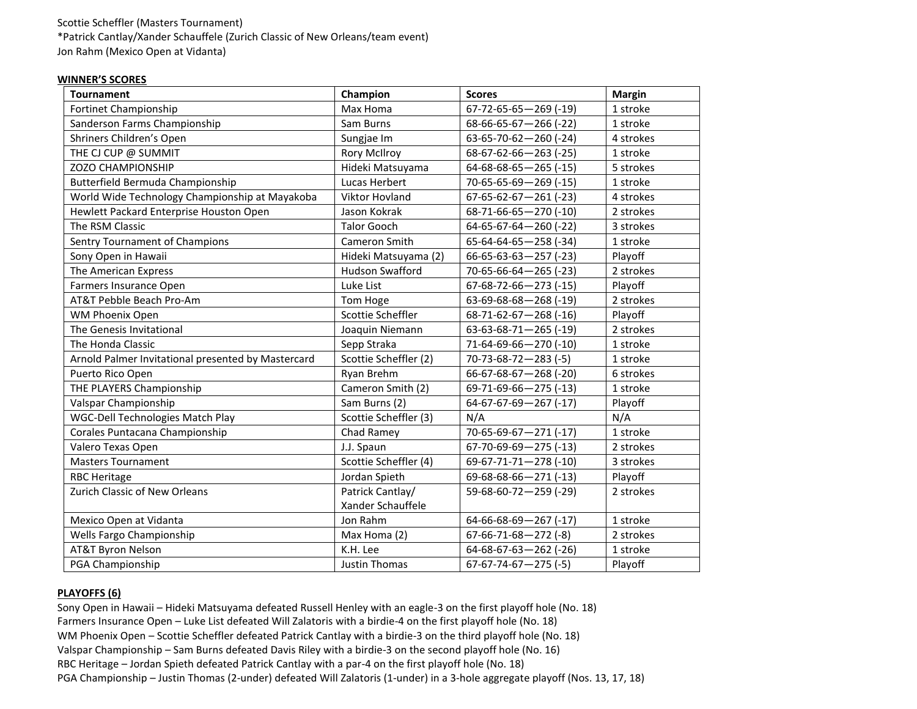Scottie Scheffler (Masters Tournament)
*Patrick Cantlay/Xander Schauffele (Zurich Classic of New Orleans/team event)
Jon Rahm (Mexico Open at Vidanta)

**WINNER'S SCORES**

| Tournament | Champion | Scores | Margin |
|---|---|---|---|
| Fortinet Championship | Max Homa | 67-72-65-65—269 (-19) | 1 stroke |
| Sanderson Farms Championship | Sam Burns | 68-66-65-67—266 (-22) | 1 stroke |
| Shriners Children's Open | Sungjae Im | 63-65-70-62—260 (-24) | 4 strokes |
| THE CJ CUP @ SUMMIT | Rory McIlroy | 68-67-62-66—263 (-25) | 1 stroke |
| ZOZO CHAMPIONSHIP | Hideki Matsuyama | 64-68-68-65—265 (-15) | 5 strokes |
| Butterfield Bermuda Championship | Lucas Herbert | 70-65-65-69—269 (-15) | 1 stroke |
| World Wide Technology Championship at Mayakoba | Viktor Hovland | 67-65-62-67—261 (-23) | 4 strokes |
| Hewlett Packard Enterprise Houston Open | Jason Kokrak | 68-71-66-65—270 (-10) | 2 strokes |
| The RSM Classic | Talor Gooch | 64-65-67-64—260 (-22) | 3 strokes |
| Sentry Tournament of Champions | Cameron Smith | 65-64-64-65—258 (-34) | 1 stroke |
| Sony Open in Hawaii | Hideki Matsuyama (2) | 66-65-63-63—257 (-23) | Playoff |
| The American Express | Hudson Swafford | 70-65-66-64—265 (-23) | 2 strokes |
| Farmers Insurance Open | Luke List | 67-68-72-66—273 (-15) | Playoff |
| AT&T Pebble Beach Pro-Am | Tom Hoge | 63-69-68-68—268 (-19) | 2 strokes |
| WM Phoenix Open | Scottie Scheffler | 68-71-62-67—268 (-16) | Playoff |
| The Genesis Invitational | Joaquin Niemann | 63-63-68-71—265 (-19) | 2 strokes |
| The Honda Classic | Sepp Straka | 71-64-69-66—270 (-10) | 1 stroke |
| Arnold Palmer Invitational presented by Mastercard | Scottie Scheffler (2) | 70-73-68-72—283 (-5) | 1 stroke |
| Puerto Rico Open | Ryan Brehm | 66-67-68-67—268 (-20) | 6 strokes |
| THE PLAYERS Championship | Cameron Smith (2) | 69-71-69-66—275 (-13) | 1 stroke |
| Valspar Championship | Sam Burns (2) | 64-67-67-69—267 (-17) | Playoff |
| WGC-Dell Technologies Match Play | Scottie Scheffler (3) | N/A | N/A |
| Corales Puntacana Championship | Chad Ramey | 70-65-69-67—271 (-17) | 1 stroke |
| Valero Texas Open | J.J. Spaun | 67-70-69-69—275 (-13) | 2 strokes |
| Masters Tournament | Scottie Scheffler (4) | 69-67-71-71—278 (-10) | 3 strokes |
| RBC Heritage | Jordan Spieth | 69-68-68-66—271 (-13) | Playoff |
| Zurich Classic of New Orleans | Patrick Cantlay/ Xander Schauffele | 59-68-60-72—259 (-29) | 2 strokes |
| Mexico Open at Vidanta | Jon Rahm | 64-66-68-69—267 (-17) | 1 stroke |
| Wells Fargo Championship | Max Homa (2) | 67-66-71-68—272 (-8) | 2 strokes |
| AT&T Byron Nelson | K.H. Lee | 64-68-67-63—262 (-26) | 1 stroke |
| PGA Championship | Justin Thomas | 67-67-74-67—275 (-5) | Playoff |

**PLAYOFFS (6)**

Sony Open in Hawaii – Hideki Matsuyama defeated Russell Henley with an eagle-3 on the first playoff hole (No. 18)
Farmers Insurance Open – Luke List defeated Will Zalatoris with a birdie-4 on the first playoff hole (No. 18)
WM Phoenix Open – Scottie Scheffler defeated Patrick Cantlay with a birdie-3 on the third playoff hole (No. 18)
Valspar Championship – Sam Burns defeated Davis Riley with a birdie-3 on the second playoff hole (No. 16)
RBC Heritage – Jordan Spieth defeated Patrick Cantlay with a par-4 on the first playoff hole (No. 18)
PGA Championship – Justin Thomas (2-under) defeated Will Zalatoris (1-under) in a 3-hole aggregate playoff (Nos. 13, 17, 18)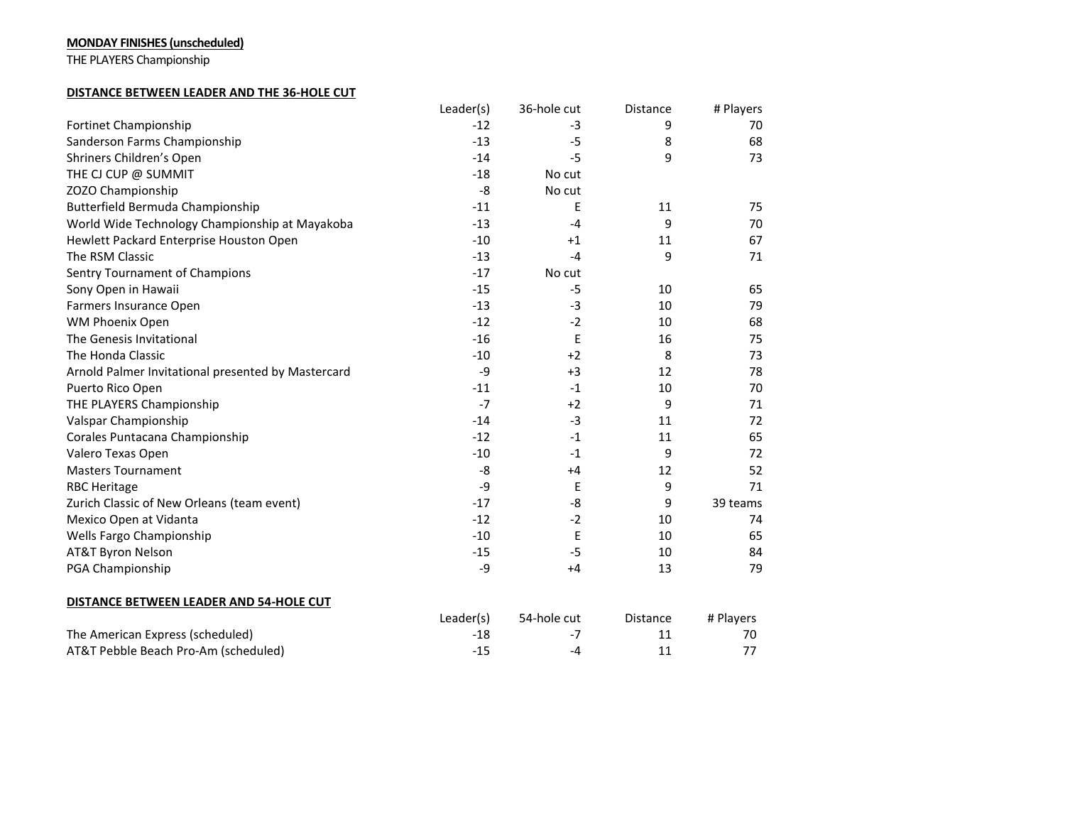**MONDAY FINISHES (unscheduled)**

THE PLAYERS Championship

**DISTANCE BETWEEN LEADER AND THE 36-HOLE CUT**

| | Leader(s) | 36-hole cut | Distance | # Players |
|---|---|---|---|---|
| Fortinet Championship | -12 | -3 | 9 | 70 |
| Sanderson Farms Championship | -13 | -5 | 8 | 68 |
| Shriners Children's Open | -14 | -5 | 9 | 73 |
| THE CJ CUP @ SUMMIT | -18 | No cut | | |
| ZOZO Championship | -8 | No cut | | |
| Butterfield Bermuda Championship | -11 | E | 11 | 75 |
| World Wide Technology Championship at Mayakoba | -13 | -4 | 9 | 70 |
| Hewlett Packard Enterprise Houston Open | -10 | +1 | 11 | 67 |
| The RSM Classic | -13 | -4 | 9 | 71 |
| Sentry Tournament of Champions | -17 | No cut | | |
| Sony Open in Hawaii | -15 | -5 | 10 | 65 |
| Farmers Insurance Open | -13 | -3 | 10 | 79 |
| WM Phoenix Open | -12 | -2 | 10 | 68 |
| The Genesis Invitational | -16 | E | 16 | 75 |
| The Honda Classic | -10 | +2 | 8 | 73 |
| Arnold Palmer Invitational presented by Mastercard | -9 | +3 | 12 | 78 |
| Puerto Rico Open | -11 | -1 | 10 | 70 |
| THE PLAYERS Championship | -7 | +2 | 9 | 71 |
| Valspar Championship | -14 | -3 | 11 | 72 |
| Corales Puntacana Championship | -12 | -1 | 11 | 65 |
| Valero Texas Open | -10 | -1 | 9 | 72 |
| Masters Tournament | -8 | +4 | 12 | 52 |
| RBC Heritage | -9 | E | 9 | 71 |
| Zurich Classic of New Orleans (team event) | -17 | -8 | 9 | 39 teams |
| Mexico Open at Vidanta | -12 | -2 | 10 | 74 |
| Wells Fargo Championship | -10 | E | 10 | 65 |
| AT&T Byron Nelson | -15 | -5 | 10 | 84 |
| PGA Championship | -9 | +4 | 13 | 79 |

**DISTANCE BETWEEN LEADER AND 54-HOLE CUT**

| | Leader(s) | 54-hole cut | Distance | # Players |
|---|---|---|---|---|
| The American Express (scheduled) | -18 | -7 | 11 | 70 |
| AT&T Pebble Beach Pro-Am (scheduled) | -15 | -4 | 11 | 77 |